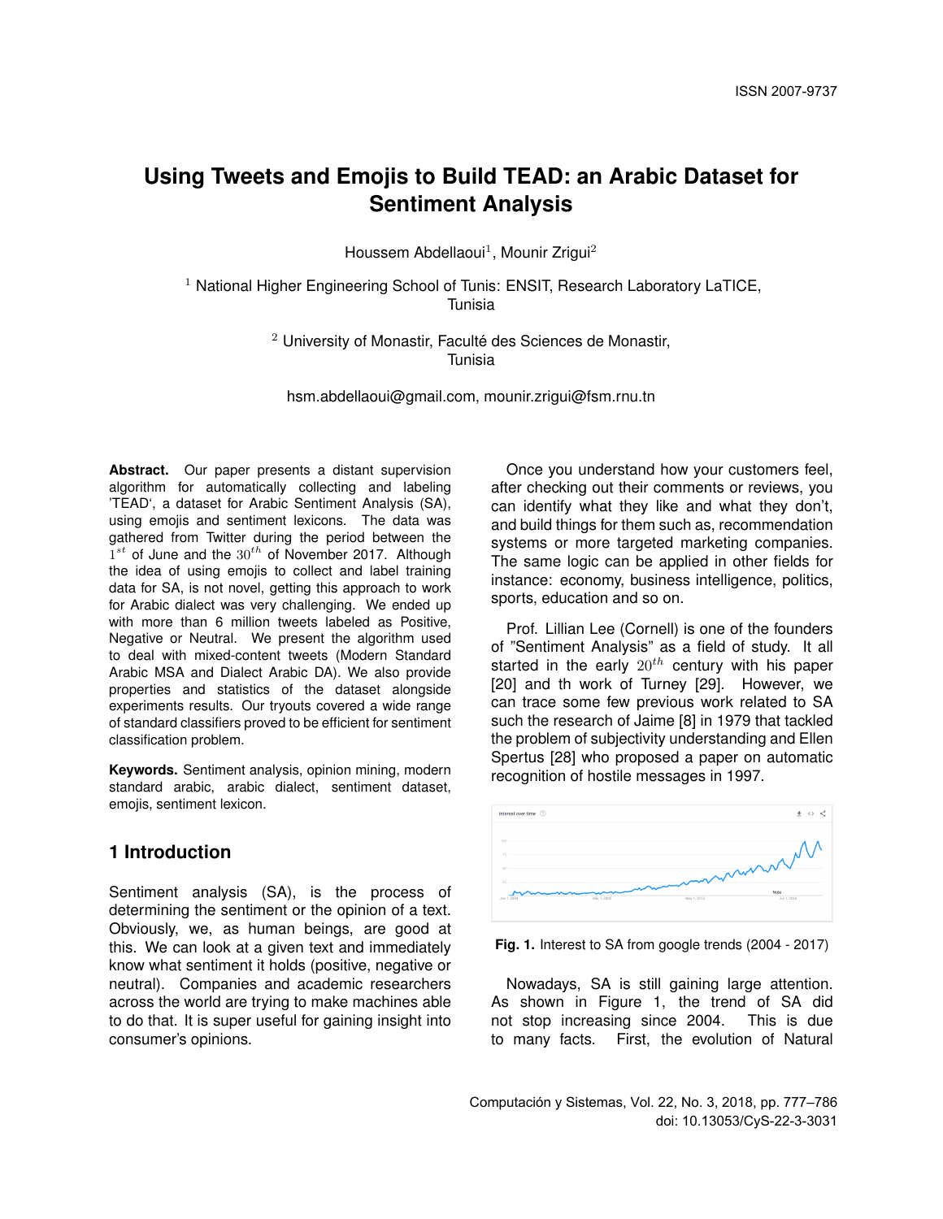# Using Tweets and Emojis to Build TEAD: an Arabic Dataset for Sentiment Analysis

Houssem Abdellaoui[1], Mounir Zrigui[2]

[1] National Higher Engineering School of Tunis: ENSIT, Research Laboratory LaTICE, Tunisia

[2] University of Monastir, Faculté des Sciences de Monastir, Tunisia

hsm.abdellaoui@gmail.com, mounir.zrigui@fsm.rnu.tn

**Abstract.** Our paper presents a distant supervision algorithm for automatically collecting and labeling 'TEAD', a dataset for Arabic Sentiment Analysis (SA), using emojis and sentiment lexicons. The data was gathered from Twitter during the period between the $1^{st}$ of June and the $30^{th}$ of November 2017. Although the idea of using emojis to collect and label training data for SA, is not novel, getting this approach to work for Arabic dialect was very challenging. We ended up with more than 6 million tweets labeled as Positive, Negative or Neutral. We present the algorithm used to deal with mixed-content tweets (Modern Standard Arabic MSA and Dialect Arabic DA). We also provide properties and statistics of the dataset alongside experiments results. Our tryouts covered a wide range of standard classifiers proved to be efficient for sentiment classification problem.

**Keywords.** Sentiment analysis, opinion mining, modern standard arabic, arabic dialect, sentiment dataset, emojis, sentiment lexicon.

## 1 Introduction

Sentiment analysis (SA), is the process of determining the sentiment or the opinion of a text. Obviously, we, as human beings, are good at this. We can look at a given text and immediately know what sentiment it holds (positive, negative or neutral). Companies and academic researchers across the world are trying to make machines able to do that. It is super useful for gaining insight into consumer's opinions.

Once you understand how your customers feel, after checking out their comments or reviews, you can identify what they like and what they don't, and build things for them such as, recommendation systems or more targeted marketing companies. The same logic can be applied in other fields for instance: economy, business intelligence, politics, sports, education and so on.

Prof. Lillian Lee (Cornell) is one of the founders of "Sentiment Analysis" as a field of study. It all started in the early $20^{th}$ century with his paper [20] and th work of Turney [29]. However, we can trace some few previous work related to SA such the research of Jaime [8] in 1979 that tackled the problem of subjectivity understanding and Ellen Spertus [28] who proposed a paper on automatic recognition of hostile messages in 1997.

**Fig. 1.** Interest to SA from google trends (2004 - 2017)

Nowadays, SA is still gaining large attention. As shown in Figure 1, the trend of SA did not stop increasing since 2004. This is due to many facts. First, the evolution of Natural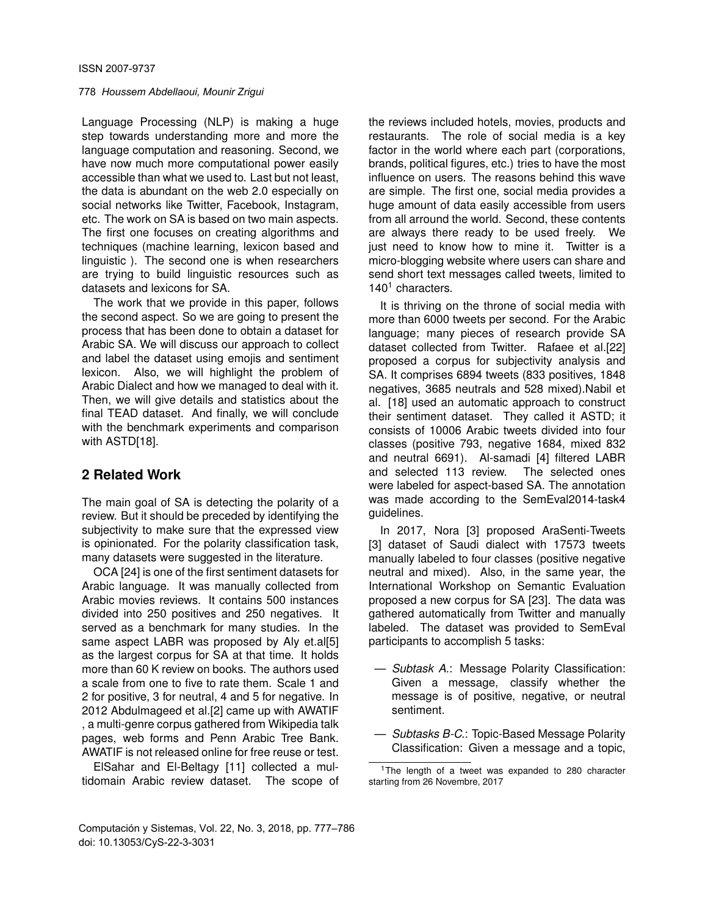Language Processing (NLP) is making a huge step towards understanding more and more the language computation and reasoning. Second, we have now much more computational power easily accessible than what we used to. Last but not least, the data is abundant on the web 2.0 especially on social networks like Twitter, Facebook, Instagram, etc. The work on SA is based on two main aspects. The first one focuses on creating algorithms and techniques (machine learning, lexicon based and linguistic ). The second one is when researchers are trying to build linguistic resources such as datasets and lexicons for SA.

The work that we provide in this paper, follows the second aspect. So we are going to present the process that has been done to obtain a dataset for Arabic SA. We will discuss our approach to collect and label the dataset using emojis and sentiment lexicon. Also, we will highlight the problem of Arabic Dialect and how we managed to deal with it. Then, we will give details and statistics about the final TEAD dataset. And finally, we will conclude with the benchmark experiments and comparison with ASTD[18].

## 2 Related Work

The main goal of SA is detecting the polarity of a review. But it should be preceded by identifying the subjectivity to make sure that the expressed view is opinionated. For the polarity classification task, many datasets were suggested in the literature.

OCA [24] is one of the first sentiment datasets for Arabic language. It was manually collected from Arabic movies reviews. It contains 500 instances divided into 250 positives and 250 negatives. It served as a benchmark for many studies. In the same aspect LABR was proposed by Aly et.al[5] as the largest corpus for SA at that time. It holds more than 60 K review on books. The authors used a scale from one to five to rate them. Scale 1 and 2 for positive, 3 for neutral, 4 and 5 for negative. In 2012 Abdulmageed et al.[2] came up with AWATIF , a multi-genre corpus gathered from Wikipedia talk pages, web forms and Penn Arabic Tree Bank. AWATIF is not released online for free reuse or test.

ElSahar and El-Beltagy [11] collected a multidomain Arabic review dataset. The scope of the reviews included hotels, movies, products and restaurants. The role of social media is a key factor in the world where each part (corporations, brands, political figures, etc.) tries to have the most influence on users. The reasons behind this wave are simple. The first one, social media provides a huge amount of data easily accessible from users from all arround the world. Second, these contents are always there ready to be used freely. We just need to know how to mine it. Twitter is a micro-blogging website where users can share and send short text messages called tweets, limited to 140[1] characters.

It is thriving on the throne of social media with more than 6000 tweets per second. For the Arabic language; many pieces of research provide SA dataset collected from Twitter. Rafaee et al.[22] proposed a corpus for subjectivity analysis and SA. It comprises 6894 tweets (833 positives, 1848 negatives, 3685 neutrals and 528 mixed).Nabil et al. [18] used an automatic approach to construct their sentiment dataset. They called it ASTD; it consists of 10006 Arabic tweets divided into four classes (positive 793, negative 1684, mixed 832 and neutral 6691). Al-samadi [4] filtered LABR and selected 113 review. The selected ones were labeled for aspect-based SA. The annotation was made according to the SemEval2014-task4 guidelines.

In 2017, Nora [3] proposed AraSenti-Tweets [3] dataset of Saudi dialect with 17573 tweets manually labeled to four classes (positive negative neutral and mixed). Also, in the same year, the International Workshop on Semantic Evaluation proposed a new corpus for SA [23]. The data was gathered automatically from Twitter and manually labeled. The dataset was provided to SemEval participants to accomplish 5 tasks:

- *Subtask A.*: Message Polarity Classification: Given a message, classify whether the message is of positive, negative, or neutral sentiment.
- *Subtasks B-C.*: Topic-Based Message Polarity Classification: Given a message and a topic,

[1] The length of a tweet was expanded to 280 character starting from 26 Novembre, 2017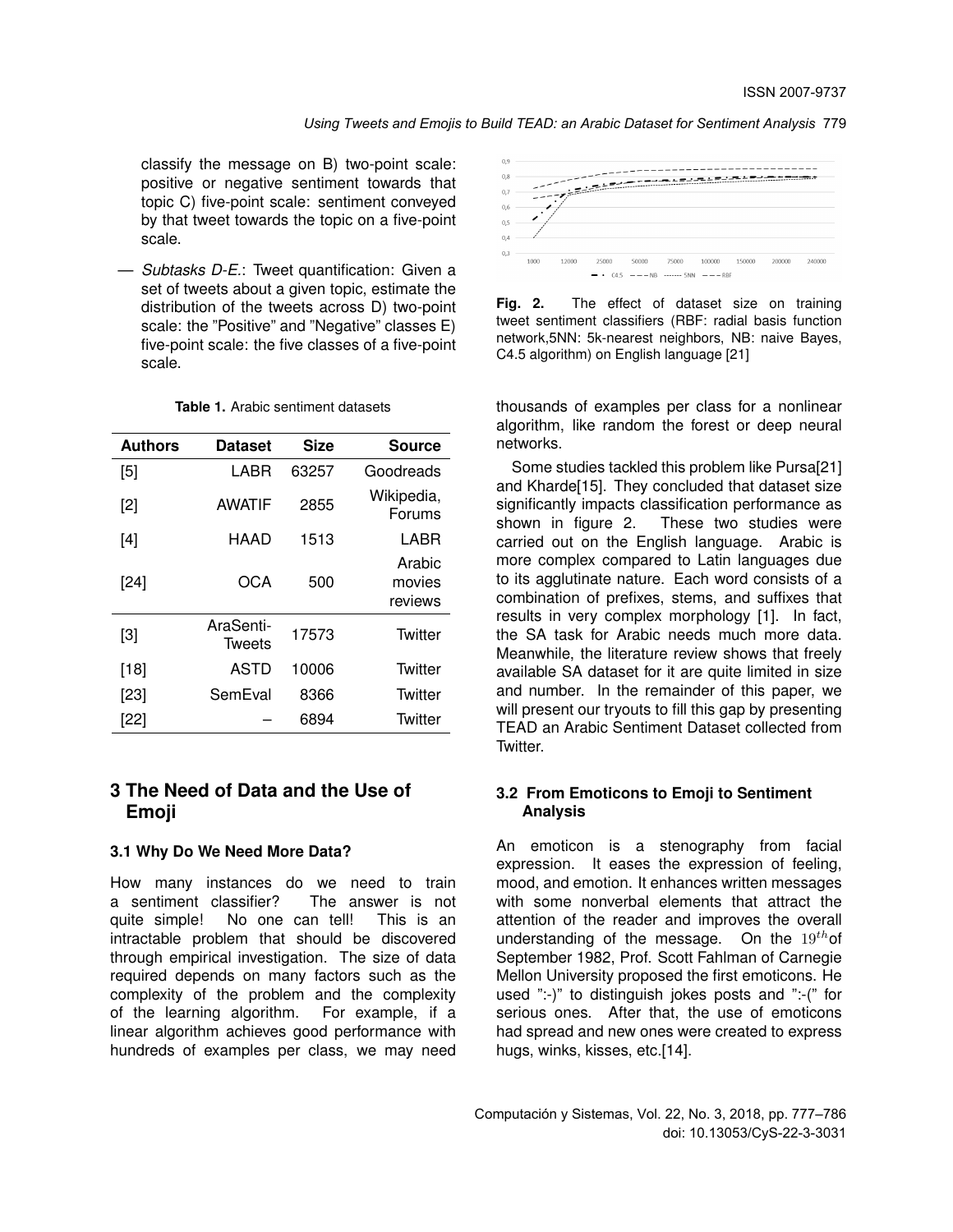classify the message on B) two-point scale: positive or negative sentiment towards that topic C) five-point scale: sentiment conveyed by that tweet towards the topic on a five-point scale.

— *Subtasks D-E.*: Tweet quantification: Given a set of tweets about a given topic, estimate the distribution of the tweets across D) two-point scale: the "Positive" and "Negative" classes E) five-point scale: the five classes of a five-point scale.

**Table 1.** Arabic sentiment datasets

| Authors | Dataset | Size | Source |
|---|---|---|---|
| [5] | LABR | 63257 | Goodreads |
| [2] | AWATIF | 2855 | Wikipedia, Forums |
| [4] | HAAD | 1513 | LABR |
| [24] | OCA | 500 | Arabic movies reviews |
| [3] | AraSenti-Tweets | 17573 | Twitter |
| [18] | ASTD | 10006 | Twitter |
| [23] | SemEval | 8366 | Twitter |
| [22] | – | 6894 | Twitter |

## 3 The Need of Data and the Use of Emoji

### 3.1 Why Do We Need More Data?

How many instances do we need to train a sentiment classifier? The answer is not quite simple! No one can tell! This is an intractable problem that should be discovered through empirical investigation. The size of data required depends on many factors such as the complexity of the problem and the complexity of the learning algorithm. For example, if a linear algorithm achieves good performance with hundreds of examples per class, we may need thousands of examples per class for a nonlinear algorithm, like random the forest or deep neural networks.

**Fig. 2.** The effect of dataset size on training tweet sentiment classifiers (RBF: radial basis function network,5NN: 5k-nearest neighbors, NB: naive Bayes, C4.5 algorithm) on English language [21]

Some studies tackled this problem like Pursa[21] and Kharde[15]. They concluded that dataset size significantly impacts classification performance as shown in figure 2. These two studies were carried out on the English language. Arabic is more complex compared to Latin languages due to its agglutinate nature. Each word consists of a combination of prefixes, stems, and suffixes that results in very complex morphology [1]. In fact, the SA task for Arabic needs much more data. Meanwhile, the literature review shows that freely available SA dataset for it are quite limited in size and number. In the remainder of this paper, we will present our tryouts to fill this gap by presenting TEAD an Arabic Sentiment Dataset collected from Twitter.

### 3.2 From Emoticons to Emoji to Sentiment Analysis

An emoticon is a stenography from facial expression. It eases the expression of feeling, mood, and emotion. It enhances written messages with some nonverbal elements that attract the attention of the reader and improves the overall understanding of the message. On the $19^{th}$ of September 1982, Prof. Scott Fahlman of Carnegie Mellon University proposed the first emoticons. He used ":-)" to distinguish jokes posts and ":-(" for serious ones. After that, the use of emoticons had spread and new ones were created to express hugs, winks, kisses, etc.[14].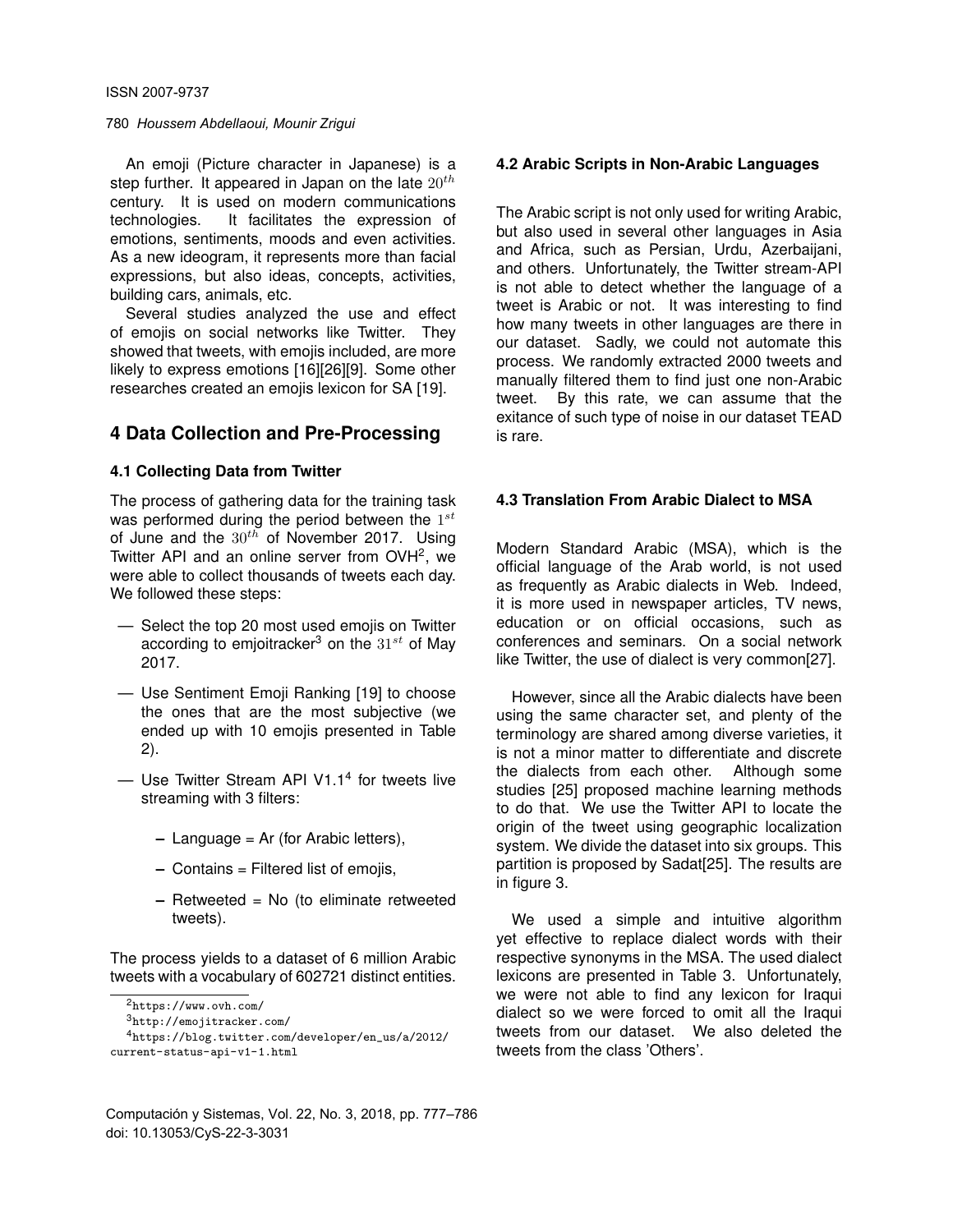An emoji (Picture character in Japanese) is a step further. It appeared in Japan on the late $20^{th}$ century. It is used on modern communications technologies. It facilitates the expression of emotions, sentiments, moods and even activities. As a new ideogram, it represents more than facial expressions, but also ideas, concepts, activities, building cars, animals, etc.

Several studies analyzed the use and effect of emojis on social networks like Twitter. They showed that tweets, with emojis included, are more likely to express emotions [16][26][9]. Some other researches created an emojis lexicon for SA [19].

## 4 Data Collection and Pre-Processing

### 4.1 Collecting Data from Twitter

The process of gathering data for the training task was performed during the period between the $1^{st}$ of June and the $30^{th}$ of November 2017. Using Twitter API and an online server from OVH[2], we were able to collect thousands of tweets each day. We followed these steps:

- Select the top 20 most used emojis on Twitter according to emjoitracker[3] on the $31^{st}$ of May 2017.
- Use Sentiment Emoji Ranking [19] to choose the ones that are the most subjective (we ended up with 10 emojis presented in Table 2).
- Use Twitter Stream API V1.1[4] for tweets live streaming with 3 filters:
  - Language = Ar (for Arabic letters),
  - Contains = Filtered list of emojis,
  - Retweeted = No (to eliminate retweeted tweets).

The process yields to a dataset of 6 million Arabic tweets with a vocabulary of 602721 distinct entities.

[2] https://www.ovh.com/

[3] http://emojitracker.com/

[4] https://blog.twitter.com/developer/en_us/a/2012/current-status-api-v1-1.html

### 4.2 Arabic Scripts in Non-Arabic Languages

The Arabic script is not only used for writing Arabic, but also used in several other languages in Asia and Africa, such as Persian, Urdu, Azerbaijani, and others. Unfortunately, the Twitter stream-API is not able to detect whether the language of a tweet is Arabic or not. It was interesting to find how many tweets in other languages are there in our dataset. Sadly, we could not automate this process. We randomly extracted 2000 tweets and manually filtered them to find just one non-Arabic tweet. By this rate, we can assume that the exitance of such type of noise in our dataset TEAD is rare.

### 4.3 Translation From Arabic Dialect to MSA

Modern Standard Arabic (MSA), which is the official language of the Arab world, is not used as frequently as Arabic dialects in Web. Indeed, it is more used in newspaper articles, TV news, education or on official occasions, such as conferences and seminars. On a social network like Twitter, the use of dialect is very common[27].

However, since all the Arabic dialects have been using the same character set, and plenty of the terminology are shared among diverse varieties, it is not a minor matter to differentiate and discrete the dialects from each other. Although some studies [25] proposed machine learning methods to do that. We use the Twitter API to locate the origin of the tweet using geographic localization system. We divide the dataset into six groups. This partition is proposed by Sadat[25]. The results are in figure 3.

We used a simple and intuitive algorithm yet effective to replace dialect words with their respective synonyms in the MSA. The used dialect lexicons are presented in Table 3. Unfortunately, we were not able to find any lexicon for Iraqui dialect so we were forced to omit all the Iraqui tweets from our dataset. We also deleted the tweets from the class 'Others'.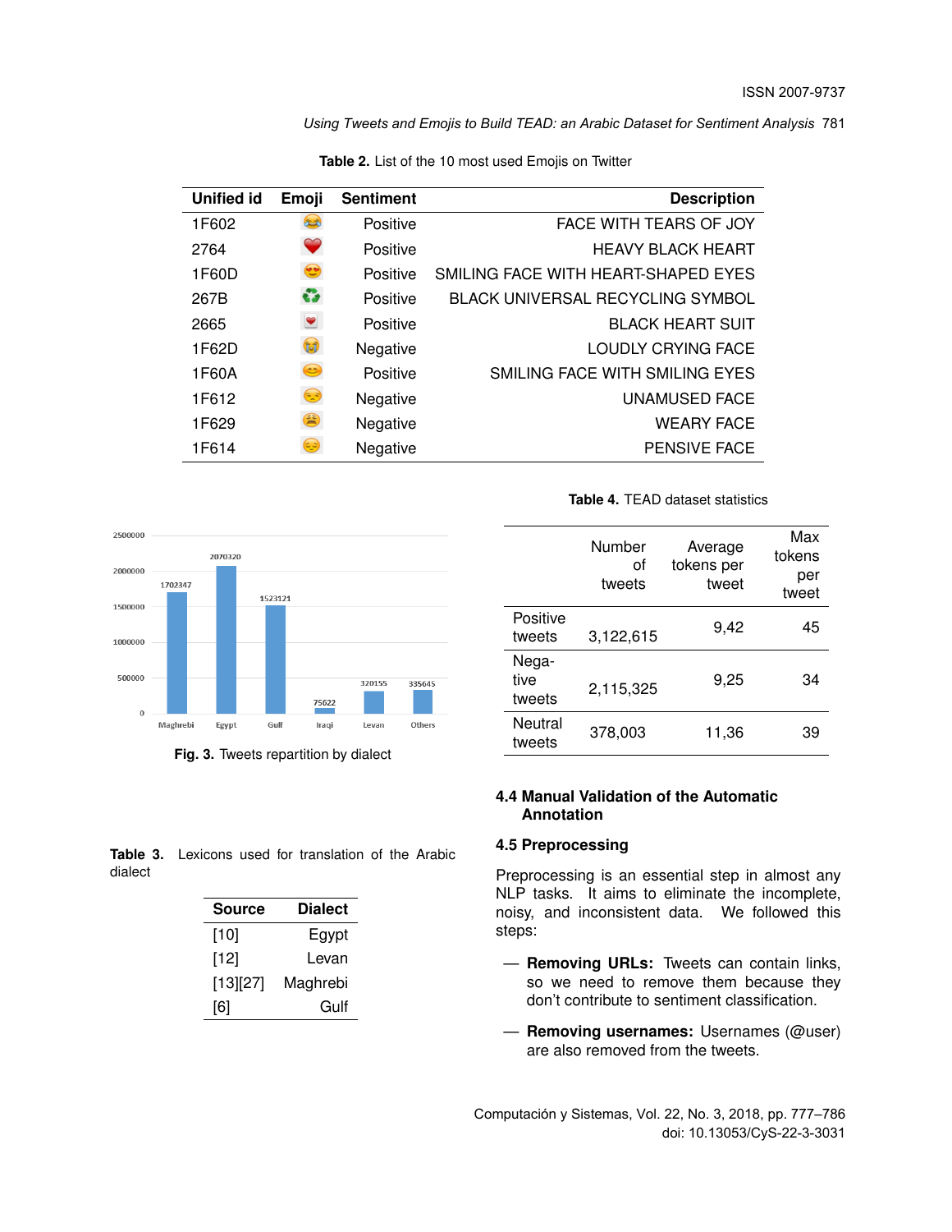Table 2. List of the 10 most used Emojis on Twitter

| Unified id | Emoji | Sentiment | Description |
|---|---|---|---|
| 1F602 | 😂 | Positive | FACE WITH TEARS OF JOY |
| 2764 | ❤️ | Positive | HEAVY BLACK HEART |
| 1F60D | 😍 | Positive | SMILING FACE WITH HEART-SHAPED EYES |
| 267B | ♻️ | Positive | BLACK UNIVERSAL RECYCLING SYMBOL |
| 2665 | ♥️ | Positive | BLACK HEART SUIT |
| 1F62D | 😭 | Negative | LOUDLY CRYING FACE |
| 1F60A | 😊 | Positive | SMILING FACE WITH SMILING EYES |
| 1F612 | 😒 | Negative | UNAMUSED FACE |
| 1F629 | 😩 | Negative | WEARY FACE |
| 1F614 | 😔 | Negative | PENSIVE FACE |

| Dialect | Number of tweets |
|---|---|
| Maghrebi | 1702347 |
| Egypt | 2070320 |
| Gulf | 1523121 |
| Iraqi | 75622 |
| Levan | 320155 |
| Others | 335645 |

Fig. 3. Tweets repartition by dialect

Table 3. Lexicons used for translation of the Arabic dialect

| Source | Dialect |
|---|---|
| [10] | Egypt |
| [12] | Levan |
| [13][27] | Maghrebi |
| [6] | Gulf |

Table 4. TEAD dataset statistics

| | Number of tweets | Average tokens per tweet | Max tokens per tweet |
|---|---|---|---|
| Positive tweets | 3,122,615 | 9,42 | 45 |
| Negative tweets | 2,115,325 | 9,25 | 34 |
| Neutral tweets | 378,003 | 11,36 | 39 |

### 4.4 Manual Validation of the Automatic Annotation

### 4.5 Preprocessing

Preprocessing is an essential step in almost any NLP tasks. It aims to eliminate the incomplete, noisy, and inconsistent data. We followed this steps:

- **Removing URLs:** Tweets can contain links, so we need to remove them because they don't contribute to sentiment classification.

- **Removing usernames:** Usernames (@user) are also removed from the tweets.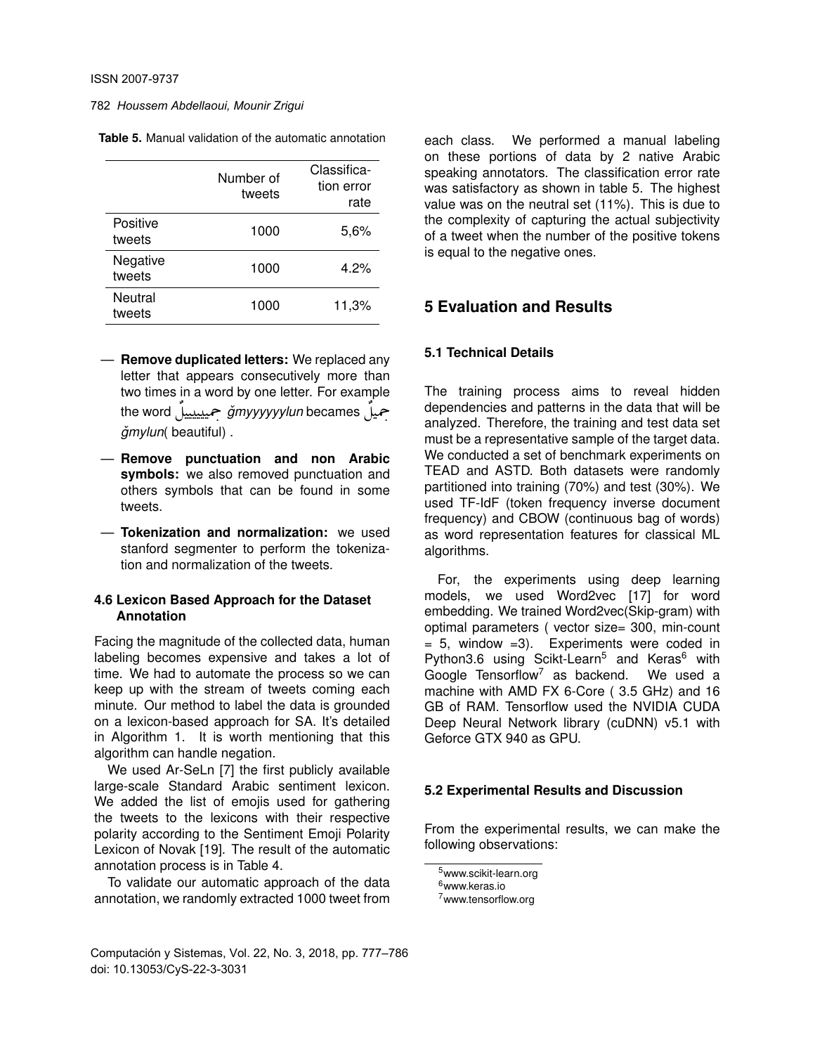**Table 5.** Manual validation of the automatic annotation

| | Number of tweets | Classification error rate |
|---|---|---|
| Positive tweets | 1000 | 5,6% |
| Negative tweets | 1000 | 4.2% |
| Neutral tweets | 1000 | 11,3% |

— **Remove duplicated letters:** We replaced any letter that appears consecutively more than two times in a word by one letter. For example the word جميييييلٌ *ğmyyyyyylun* becames جميلٌ *ğmylun*( beautiful) .

— **Remove punctuation and non Arabic symbols:** we also removed punctuation and others symbols that can be found in some tweets.

— **Tokenization and normalization:** we used stanford segmenter to perform the tokenization and normalization of the tweets.

### 4.6 Lexicon Based Approach for the Dataset Annotation

Facing the magnitude of the collected data, human labeling becomes expensive and takes a lot of time. We had to automate the process so we can keep up with the stream of tweets coming each minute. Our method to label the data is grounded on a lexicon-based approach for SA. It's detailed in Algorithm 1. It is worth mentioning that this algorithm can handle negation.

We used Ar-SeLn [7] the first publicly available large-scale Standard Arabic sentiment lexicon. We added the list of emojis used for gathering the tweets to the lexicons with their respective polarity according to the Sentiment Emoji Polarity Lexicon of Novak [19]. The result of the automatic annotation process is in Table 4.

To validate our automatic approach of the data annotation, we randomly extracted 1000 tweet from each class. We performed a manual labeling on these portions of data by 2 native Arabic speaking annotators. The classification error rate was satisfactory as shown in table 5. The highest value was on the neutral set (11%). This is due to the complexity of capturing the actual subjectivity of a tweet when the number of the positive tokens is equal to the negative ones.

## 5 Evaluation and Results

### 5.1 Technical Details

The training process aims to reveal hidden dependencies and patterns in the data that will be analyzed. Therefore, the training and test data set must be a representative sample of the target data. We conducted a set of benchmark experiments on TEAD and ASTD. Both datasets were randomly partitioned into training (70%) and test (30%). We used TF-IdF (token frequency inverse document frequency) and CBOW (continuous bag of words) as word representation features for classical ML algorithms.

For, the experiments using deep learning models, we used Word2vec [17] for word embedding. We trained Word2vec(Skip-gram) with optimal parameters ( vector size= 300, min-count = 5, window =3). Experiments were coded in Python3.6 using Scikt-Learn[5] and Keras[6] with Google Tensorflow[7] as backend. We used a machine with AMD FX 6-Core ( 3.5 GHz) and 16 GB of RAM. Tensorflow used the NVIDIA CUDA Deep Neural Network library (cuDNN) v5.1 with Geforce GTX 940 as GPU.

### 5.2 Experimental Results and Discussion

From the experimental results, we can make the following observations:

[5] www.scikit-learn.org

[6] www.keras.io

[7] www.tensorflow.org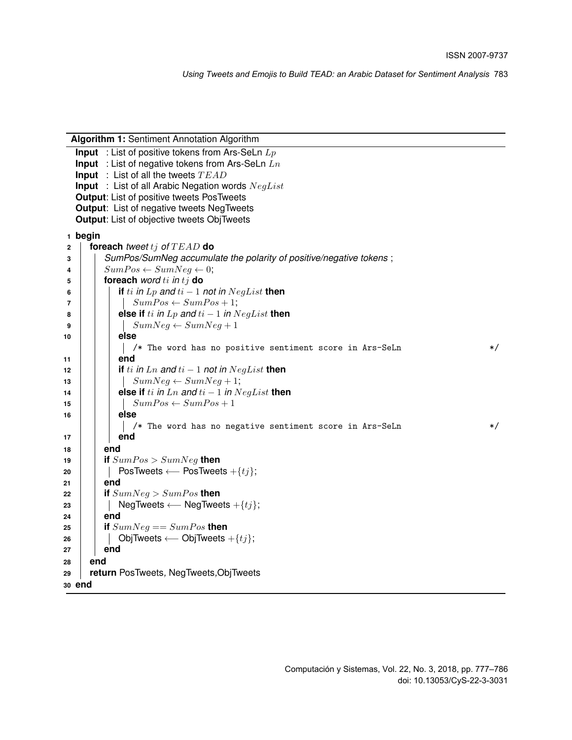**Algorithm 1:** Sentiment Annotation Algorithm

**Input** : List of positive tokens from Ars-SeLn $Lp$
**Input** : List of negative tokens from Ars-SeLn $Ln$
**Input** : List of all the tweets $TEAD$
**Input** : List of all Arabic Negation words $NegList$
**Output**: List of positive tweets PosTweets
**Output**: List of negative tweets NegTweets
**Output**: List of objective tweets ObjTweets

```
1  begin
2      foreach tweet tj of TEAD do
3          SumPos/SumNeg accumulate the polarity of positive/negative tokens ;
4          SumPos ← SumNeg ← 0;
5          foreach word ti in tj do
6              if ti in Lp and ti − 1 not in NegList then
7                  SumPos ← SumPos + 1;
8              else if ti in Lp and ti − 1 in NegList then
9                  SumNeg ← SumNeg + 1
10             else
                   /* The word has no positive sentiment score in Ars-SeLn */
11             end
12             if ti in Ln and ti − 1 not in NegList then
13                 SumNeg ← SumNeg + 1;
14             else if ti in Ln and ti − 1 in NegList then
15                 SumPos ← SumPos + 1
16             else
                   /* The word has no negative sentiment score in Ars-SeLn */
17             end
18         end
19         if SumPos > SumNeg then
20             PosTweets ⟵ PosTweets +{tj};
21         end
22         if SumNeg > SumPos then
23             NegTweets ⟵ NegTweets +{tj};
24         end
25         if SumNeg == SumPos then
26             ObjTweets ⟵ ObjTweets +{tj};
27         end
28     end
29     return PosTweets, NegTweets,ObjTweets
30 end
```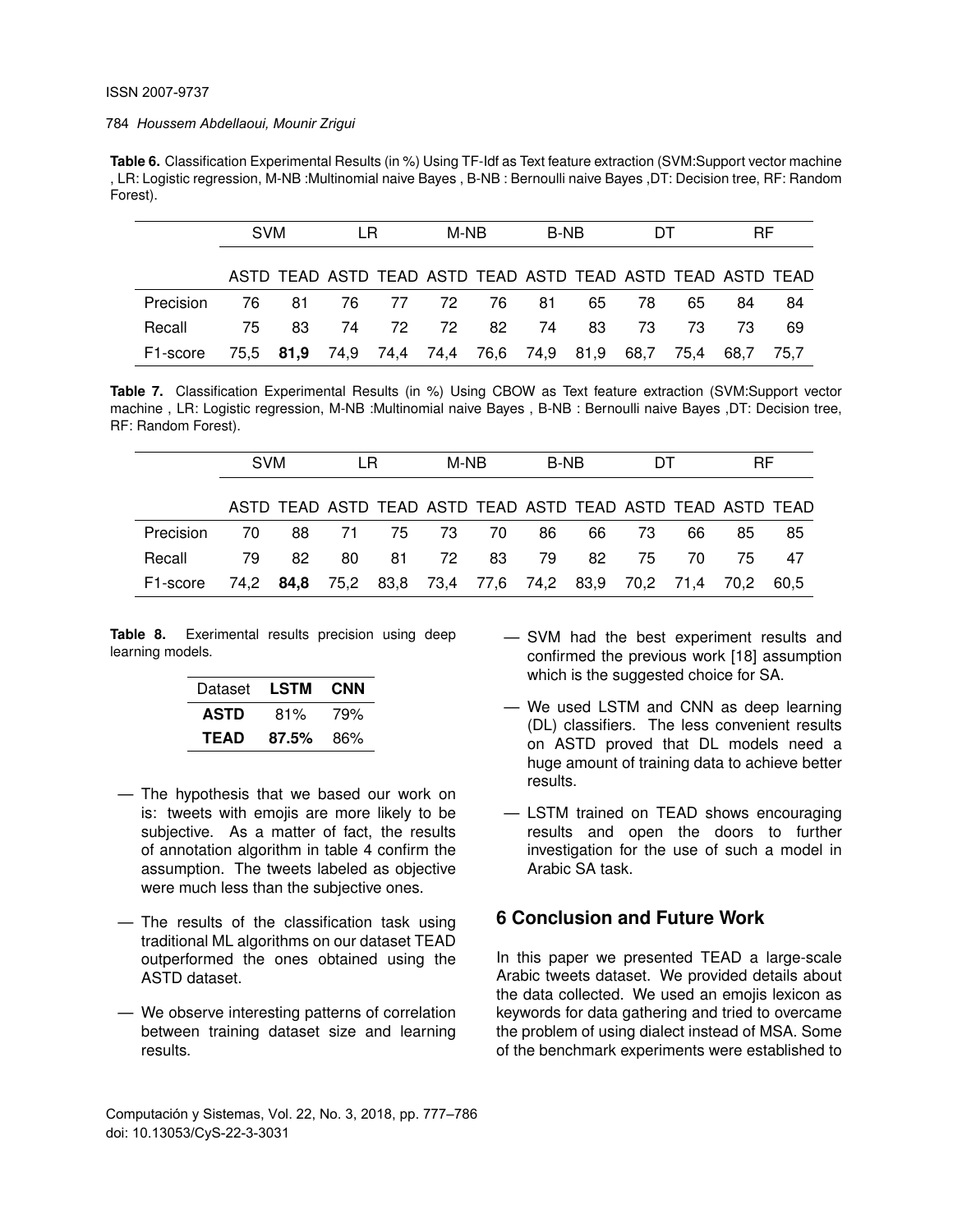**Table 6.** Classification Experimental Results (in %) Using TF-Idf as Text feature extraction (SVM:Support vector machine , LR: Logistic regression, M-NB :Multinomial naive Bayes , B-NB : Bernoulli naive Bayes ,DT: Decision tree, RF: Random Forest).

| | SVM | | LR | | M-NB | | B-NB | | DT | | RF | |
|---|---|---|---|---|---|---|---|---|---|---|---|---|
| | ASTD | TEAD | ASTD | TEAD | ASTD | TEAD | ASTD | TEAD | ASTD | TEAD | ASTD | TEAD |
| Precision | 76 | 81 | 76 | 77 | 72 | 76 | 81 | 65 | 78 | 65 | 84 | 84 |
| Recall | 75 | 83 | 74 | 72 | 72 | 82 | 74 | 83 | 73 | 73 | 73 | 69 |
| F1-score | 75,5 | **81,9** | 74,9 | 74,4 | 74,4 | 76,6 | 74,9 | 81,9 | 68,7 | 75,4 | 68,7 | 75,7 |

**Table 7.** Classification Experimental Results (in %) Using CBOW as Text feature extraction (SVM:Support vector machine , LR: Logistic regression, M-NB :Multinomial naive Bayes , B-NB : Bernoulli naive Bayes ,DT: Decision tree, RF: Random Forest).

| | SVM | | LR | | M-NB | | B-NB | | DT | | RF | |
|---|---|---|---|---|---|---|---|---|---|---|---|---|
| | ASTD | TEAD | ASTD | TEAD | ASTD | TEAD | ASTD | TEAD | ASTD | TEAD | ASTD | TEAD |
| Precision | 70 | 88 | 71 | 75 | 73 | 70 | 86 | 66 | 73 | 66 | 85 | 85 |
| Recall | 79 | 82 | 80 | 81 | 72 | 83 | 79 | 82 | 75 | 70 | 75 | 47 |
| F1-score | 74,2 | **84,8** | 75,2 | 83,8 | 73,4 | 77,6 | 74,2 | 83,9 | 70,2 | 71,4 | 70,2 | 60,5 |

**Table 8.** Exerimental results precision using deep learning models.

| Dataset | **LSTM** | **CNN** |
|---|---|---|
| **ASTD** | 81% | 79% |
| **TEAD** | **87.5%** | 86% |

— The hypothesis that we based our work on is: tweets with emojis are more likely to be subjective. As a matter of fact, the results of annotation algorithm in table 4 confirm the assumption. The tweets labeled as objective were much less than the subjective ones.

— The results of the classification task using traditional ML algorithms on our dataset TEAD outperformed the ones obtained using the ASTD dataset.

— We observe interesting patterns of correlation between training dataset size and learning results.

— SVM had the best experiment results and confirmed the previous work [18] assumption which is the suggested choice for SA.

— We used LSTM and CNN as deep learning (DL) classifiers. The less convenient results on ASTD proved that DL models need a huge amount of training data to achieve better results.

— LSTM trained on TEAD shows encouraging results and open the doors to further investigation for the use of such a model in Arabic SA task.

## 6 Conclusion and Future Work

In this paper we presented TEAD a large-scale Arabic tweets dataset. We provided details about the data collected. We used an emojis lexicon as keywords for data gathering and tried to overcame the problem of using dialect instead of MSA. Some of the benchmark experiments were established to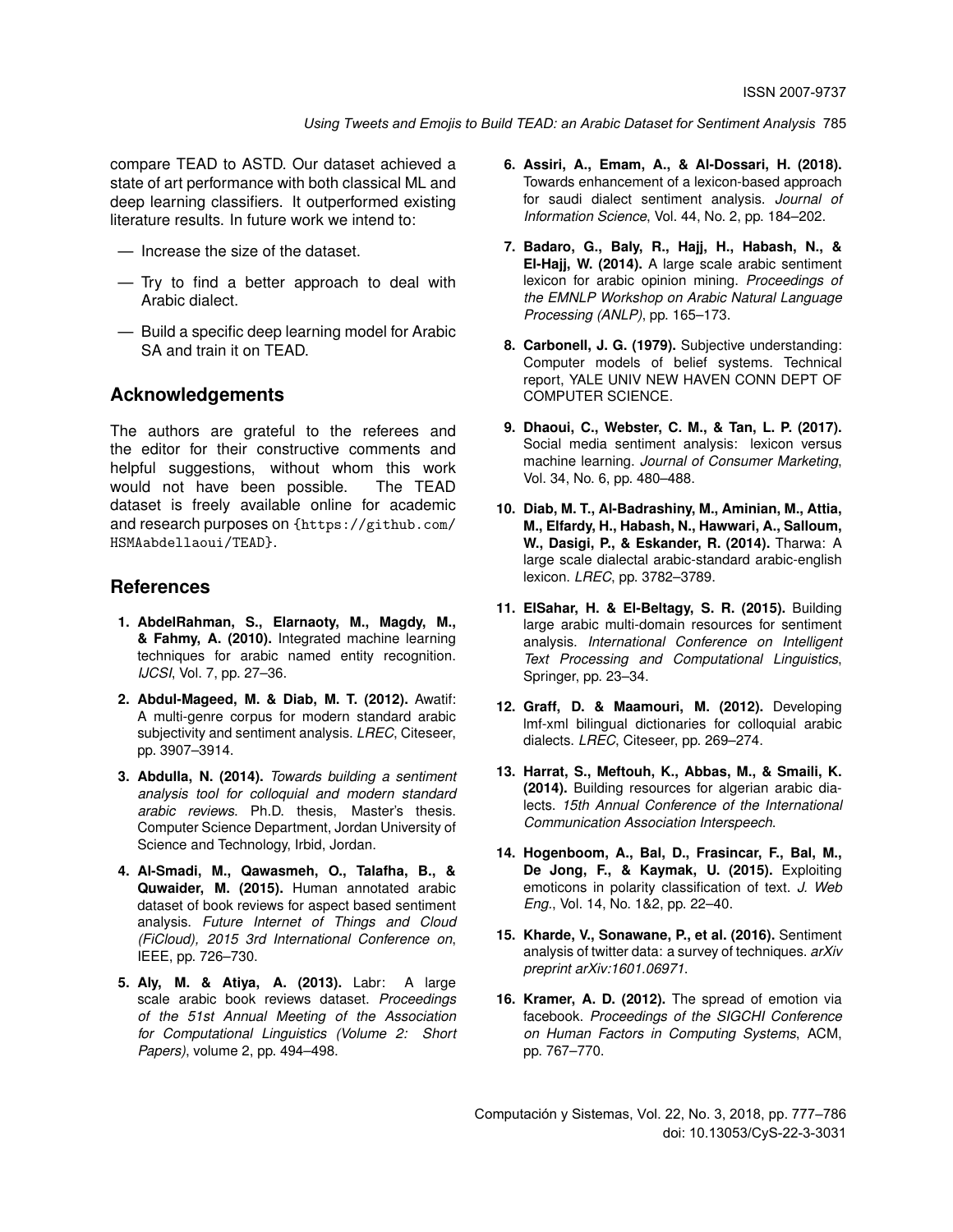compare TEAD to ASTD. Our dataset achieved a state of art performance with both classical ML and deep learning classifiers. It outperformed existing literature results. In future work we intend to:

- Increase the size of the dataset.
- Try to find a better approach to deal with Arabic dialect.
- Build a specific deep learning model for Arabic SA and train it on TEAD.

## Acknowledgements

The authors are grateful to the referees and the editor for their constructive comments and helpful suggestions, without whom this work would not have been possible. The TEAD dataset is freely available online for academic and research purposes on {https://github.com/HSMAabdellaoui/TEAD}.

## References

1. **AbdelRahman, S., Elarnaoty, M., Magdy, M., & Fahmy, A. (2010).** Integrated machine learning techniques for arabic named entity recognition. *IJCSI*, Vol. 7, pp. 27–36.

2. **Abdul-Mageed, M. & Diab, M. T. (2012).** Awatif: A multi-genre corpus for modern standard arabic subjectivity and sentiment analysis. *LREC*, Citeseer, pp. 3907–3914.

3. **Abdulla, N. (2014).** *Towards building a sentiment analysis tool for colloquial and modern standard arabic reviews*. Ph.D. thesis, Master's thesis. Computer Science Department, Jordan University of Science and Technology, Irbid, Jordan.

4. **Al-Smadi, M., Qawasmeh, O., Talafha, B., & Quwaider, M. (2015).** Human annotated arabic dataset of book reviews for aspect based sentiment analysis. *Future Internet of Things and Cloud (FiCloud), 2015 3rd International Conference on*, IEEE, pp. 726–730.

5. **Aly, M. & Atiya, A. (2013).** Labr: A large scale arabic book reviews dataset. *Proceedings of the 51st Annual Meeting of the Association for Computational Linguistics (Volume 2: Short Papers)*, volume 2, pp. 494–498.

6. **Assiri, A., Emam, A., & Al-Dossari, H. (2018).** Towards enhancement of a lexicon-based approach for saudi dialect sentiment analysis. *Journal of Information Science*, Vol. 44, No. 2, pp. 184–202.

7. **Badaro, G., Baly, R., Hajj, H., Habash, N., & El-Hajj, W. (2014).** A large scale arabic sentiment lexicon for arabic opinion mining. *Proceedings of the EMNLP Workshop on Arabic Natural Language Processing (ANLP)*, pp. 165–173.

8. **Carbonell, J. G. (1979).** Subjective understanding: Computer models of belief systems. Technical report, YALE UNIV NEW HAVEN CONN DEPT OF COMPUTER SCIENCE.

9. **Dhaoui, C., Webster, C. M., & Tan, L. P. (2017).** Social media sentiment analysis: lexicon versus machine learning. *Journal of Consumer Marketing*, Vol. 34, No. 6, pp. 480–488.

10. **Diab, M. T., Al-Badrashiny, M., Aminian, M., Attia, M., Elfardy, H., Habash, N., Hawwari, A., Salloum, W., Dasigi, P., & Eskander, R. (2014).** Tharwa: A large scale dialectal arabic-standard arabic-english lexicon. *LREC*, pp. 3782–3789.

11. **ElSahar, H. & El-Beltagy, S. R. (2015).** Building large arabic multi-domain resources for sentiment analysis. *International Conference on Intelligent Text Processing and Computational Linguistics*, Springer, pp. 23–34.

12. **Graff, D. & Maamouri, M. (2012).** Developing lmf-xml bilingual dictionaries for colloquial arabic dialects. *LREC*, Citeseer, pp. 269–274.

13. **Harrat, S., Meftouh, K., Abbas, M., & Smaili, K. (2014).** Building resources for algerian arabic dialects. *15th Annual Conference of the International Communication Association Interspeech*.

14. **Hogenboom, A., Bal, D., Frasincar, F., Bal, M., De Jong, F., & Kaymak, U. (2015).** Exploiting emoticons in polarity classification of text. *J. Web Eng.*, Vol. 14, No. 1&2, pp. 22–40.

15. **Kharde, V., Sonawane, P., et al. (2016).** Sentiment analysis of twitter data: a survey of techniques. *arXiv preprint arXiv:1601.06971*.

16. **Kramer, A. D. (2012).** The spread of emotion via facebook. *Proceedings of the SIGCHI Conference on Human Factors in Computing Systems*, ACM, pp. 767–770.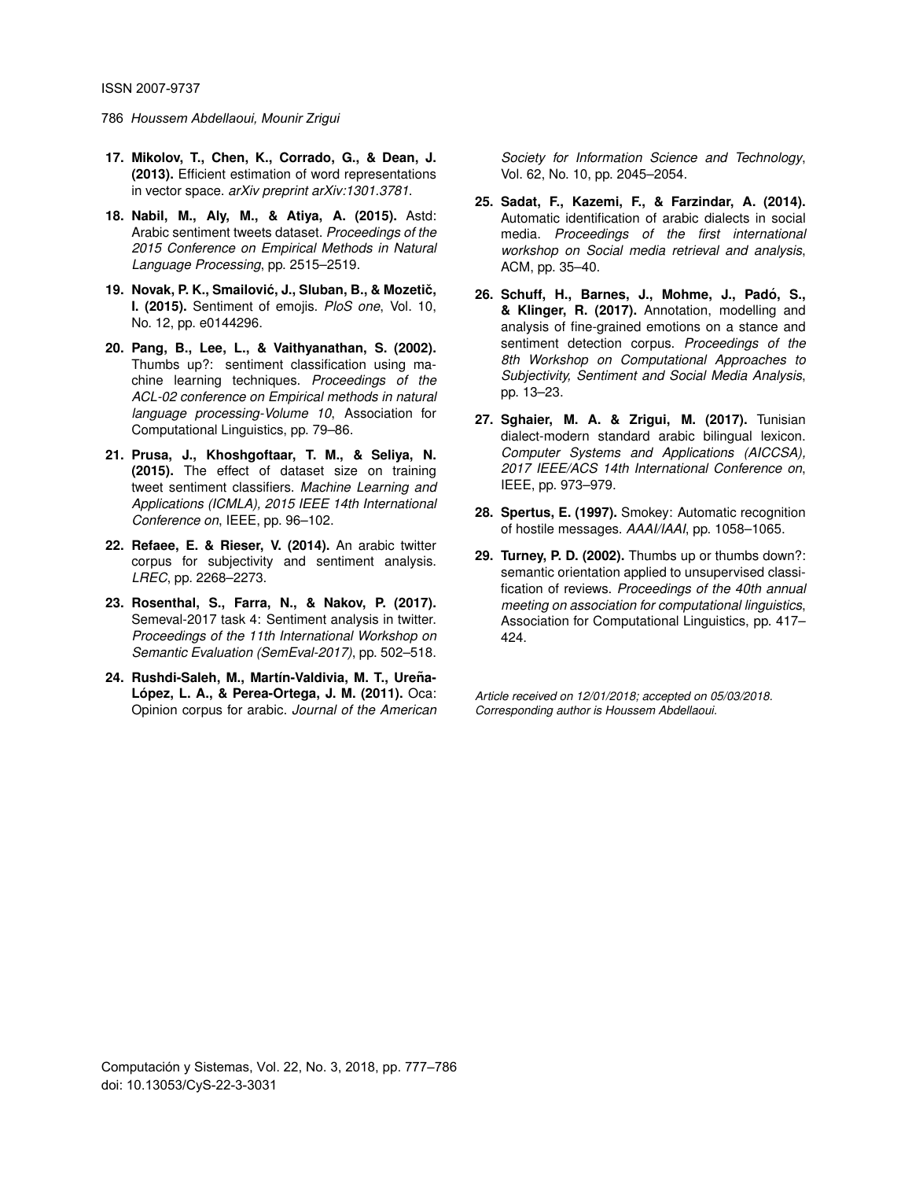17. **Mikolov, T., Chen, K., Corrado, G., & Dean, J. (2013).** Efficient estimation of word representations in vector space. *arXiv preprint arXiv:1301.3781*.

18. **Nabil, M., Aly, M., & Atiya, A. (2015).** Astd: Arabic sentiment tweets dataset. *Proceedings of the 2015 Conference on Empirical Methods in Natural Language Processing*, pp. 2515–2519.

19. **Novak, P. K., Smailović, J., Sluban, B., & Mozetič, I. (2015).** Sentiment of emojis. *PloS one*, Vol. 10, No. 12, pp. e0144296.

20. **Pang, B., Lee, L., & Vaithyanathan, S. (2002).** Thumbs up?: sentiment classification using machine learning techniques. *Proceedings of the ACL-02 conference on Empirical methods in natural language processing-Volume 10*, Association for Computational Linguistics, pp. 79–86.

21. **Prusa, J., Khoshgoftaar, T. M., & Seliya, N. (2015).** The effect of dataset size on training tweet sentiment classifiers. *Machine Learning and Applications (ICMLA), 2015 IEEE 14th International Conference on*, IEEE, pp. 96–102.

22. **Refaee, E. & Rieser, V. (2014).** An arabic twitter corpus for subjectivity and sentiment analysis. *LREC*, pp. 2268–2273.

23. **Rosenthal, S., Farra, N., & Nakov, P. (2017).** Semeval-2017 task 4: Sentiment analysis in twitter. *Proceedings of the 11th International Workshop on Semantic Evaluation (SemEval-2017)*, pp. 502–518.

24. **Rushdi-Saleh, M., Martín-Valdivia, M. T., Ureña-López, L. A., & Perea-Ortega, J. M. (2011).** Oca: Opinion corpus for arabic. *Journal of the American Society for Information Science and Technology*, Vol. 62, No. 10, pp. 2045–2054.

25. **Sadat, F., Kazemi, F., & Farzindar, A. (2014).** Automatic identification of arabic dialects in social media. *Proceedings of the first international workshop on Social media retrieval and analysis*, ACM, pp. 35–40.

26. **Schuff, H., Barnes, J., Mohme, J., Padó, S., & Klinger, R. (2017).** Annotation, modelling and analysis of fine-grained emotions on a stance and sentiment detection corpus. *Proceedings of the 8th Workshop on Computational Approaches to Subjectivity, Sentiment and Social Media Analysis*, pp. 13–23.

27. **Sghaier, M. A. & Zrigui, M. (2017).** Tunisian dialect-modern standard arabic bilingual lexicon. *Computer Systems and Applications (AICCSA), 2017 IEEE/ACS 14th International Conference on*, IEEE, pp. 973–979.

28. **Spertus, E. (1997).** Smokey: Automatic recognition of hostile messages. *AAAI/IAAI*, pp. 1058–1065.

29. **Turney, P. D. (2002).** Thumbs up or thumbs down?: semantic orientation applied to unsupervised classification of reviews. *Proceedings of the 40th annual meeting on association for computational linguistics*, Association for Computational Linguistics, pp. 417–424.

*Article received on 12/01/2018; accepted on 05/03/2018. Corresponding author is Houssem Abdellaoui.*